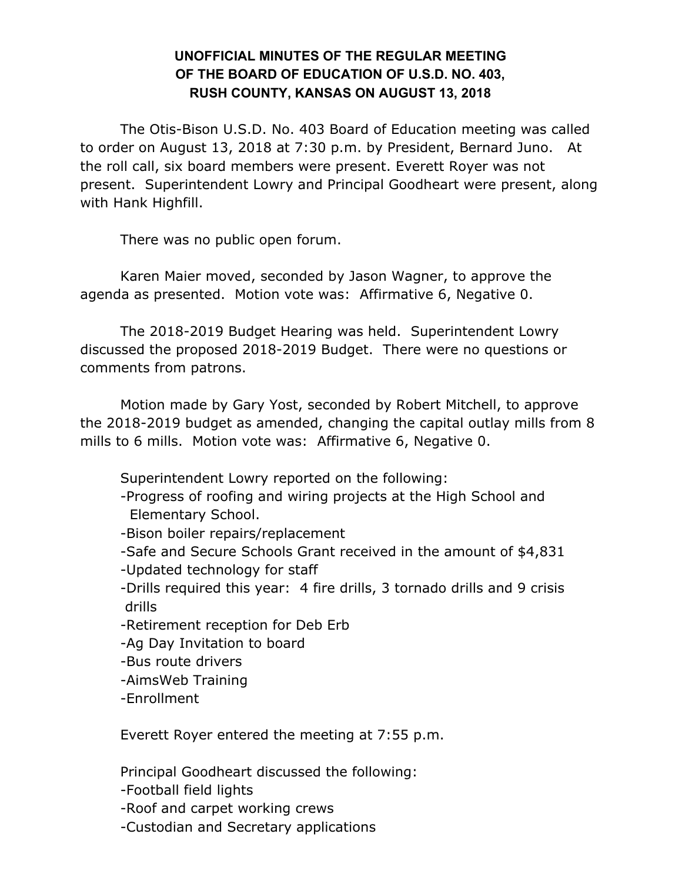# UNOFFICIAL MINUTES OF THE REGULAR MEETING OF THE BOARD OF EDUCATION OF U.S.D. NO. 403, RUSH COUNTY, KANSAS ON AUGUST 13, 2018

The Otis-Bison U.S.D. No. 403 Board of Education meeting was called to order on August 13, 2018 at 7:30 p.m. by President, Bernard Juno. At the roll call, six board members were present. Everett Royer was not present. Superintendent Lowry and Principal Goodheart were present, along with Hank Highfill.

There was no public open forum.

Karen Maier moved, seconded by Jason Wagner, to approve the agenda as presented. Motion vote was: Affirmative 6, Negative 0.

The 2018-2019 Budget Hearing was held. Superintendent Lowry discussed the proposed 2018-2019 Budget. There were no questions or comments from patrons.

Motion made by Gary Yost, seconded by Robert Mitchell, to approve the 2018-2019 budget as amended, changing the capital outlay mills from 8 mills to 6 mills. Motion vote was: Affirmative 6, Negative 0.

Superintendent Lowry reported on the following:

- Progress of roofing and wiring projects at the High School and Elementary School.
- Bison boiler repairs/replacement
- Safe and Secure Schools Grant received in the amount of $4,831
- Updated technology for staff
- Drills required this year: 4 fire drills, 3 tornado drills and 9 crisis drills
- Retirement reception for Deb Erb
- Ag Day Invitation to board
- Bus route drivers
- AimsWeb Training
- Enrollment

Everett Royer entered the meeting at 7:55 p.m.

Principal Goodheart discussed the following:

- Football field lights
- Roof and carpet working crews
- Custodian and Secretary applications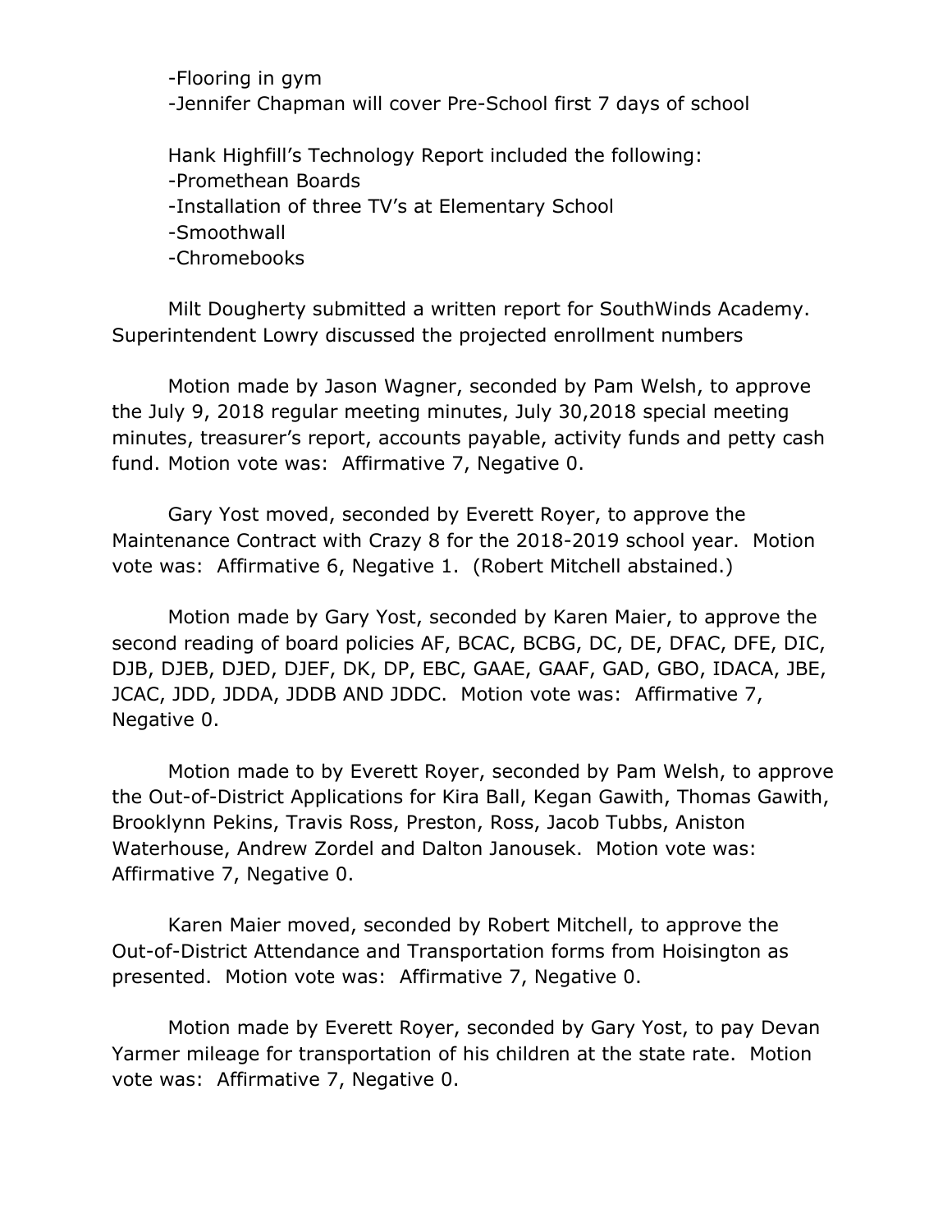-Flooring in gym
-Jennifer Chapman will cover Pre-School first 7 days of school

Hank Highfill's Technology Report included the following:
-Promethean Boards
-Installation of three TV's at Elementary School
-Smoothwall
-Chromebooks

Milt Dougherty submitted a written report for SouthWinds Academy. Superintendent Lowry discussed the projected enrollment numbers

Motion made by Jason Wagner, seconded by Pam Welsh, to approve the July 9, 2018 regular meeting minutes, July 30,2018 special meeting minutes, treasurer's report, accounts payable, activity funds and petty cash fund. Motion vote was: Affirmative 7, Negative 0.

Gary Yost moved, seconded by Everett Royer, to approve the Maintenance Contract with Crazy 8 for the 2018-2019 school year. Motion vote was: Affirmative 6, Negative 1. (Robert Mitchell abstained.)

Motion made by Gary Yost, seconded by Karen Maier, to approve the second reading of board policies AF, BCAC, BCBG, DC, DE, DFAC, DFE, DIC, DJB, DJEB, DJED, DJEF, DK, DP, EBC, GAAE, GAAF, GAD, GBO, IDACA, JBE, JCAC, JDD, JDDA, JDDB AND JDDC. Motion vote was: Affirmative 7, Negative 0.

Motion made to by Everett Royer, seconded by Pam Welsh, to approve the Out-of-District Applications for Kira Ball, Kegan Gawith, Thomas Gawith, Brooklynn Pekins, Travis Ross, Preston, Ross, Jacob Tubbs, Aniston Waterhouse, Andrew Zordel and Dalton Janousek. Motion vote was: Affirmative 7, Negative 0.

Karen Maier moved, seconded by Robert Mitchell, to approve the Out-of-District Attendance and Transportation forms from Hoisington as presented. Motion vote was: Affirmative 7, Negative 0.

Motion made by Everett Royer, seconded by Gary Yost, to pay Devan Yarmer mileage for transportation of his children at the state rate. Motion vote was: Affirmative 7, Negative 0.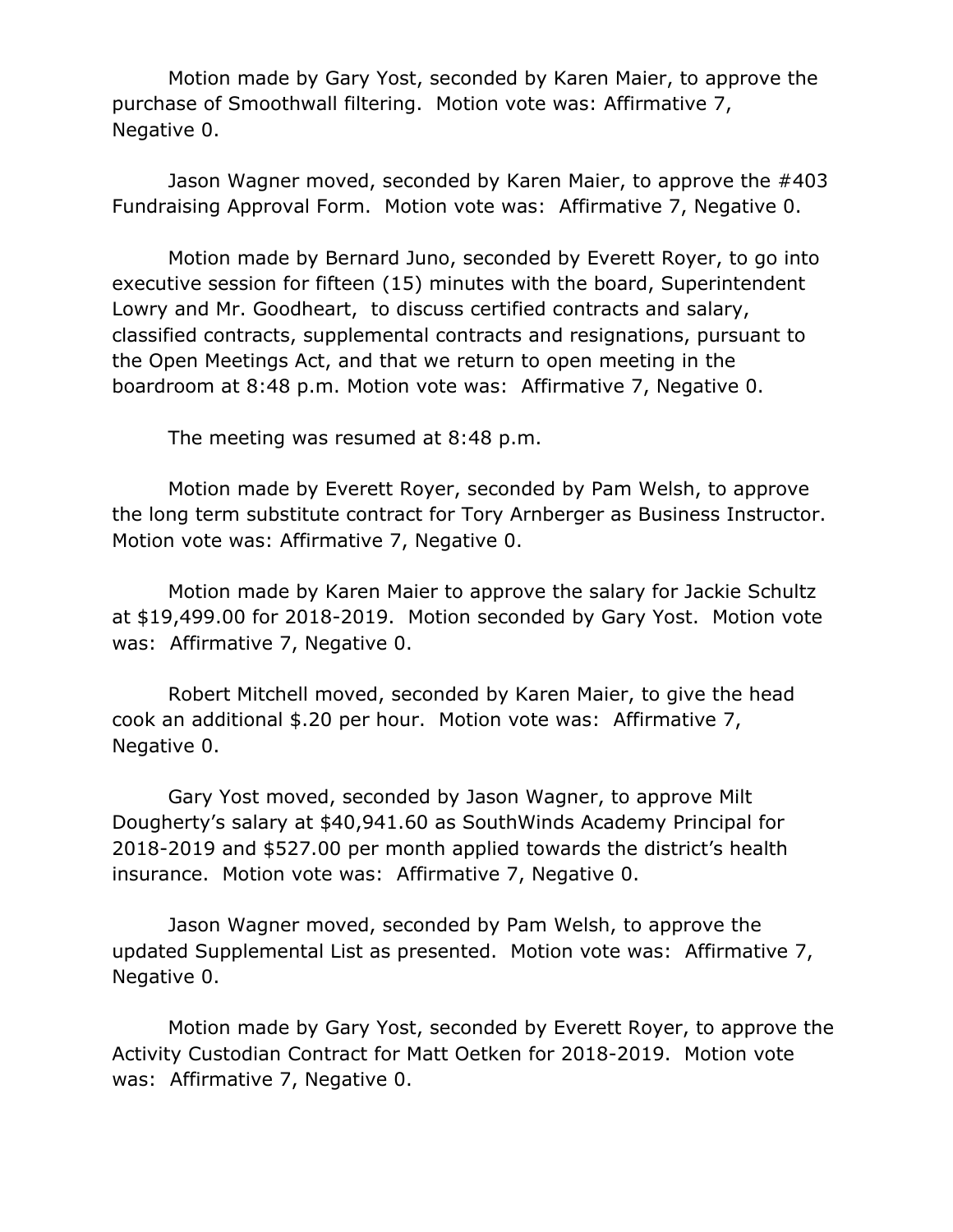Motion made by Gary Yost, seconded by Karen Maier, to approve the purchase of Smoothwall filtering. Motion vote was: Affirmative 7, Negative 0.

Jason Wagner moved, seconded by Karen Maier, to approve the #403 Fundraising Approval Form. Motion vote was: Affirmative 7, Negative 0.

Motion made by Bernard Juno, seconded by Everett Royer, to go into executive session for fifteen (15) minutes with the board, Superintendent Lowry and Mr. Goodheart, to discuss certified contracts and salary, classified contracts, supplemental contracts and resignations, pursuant to the Open Meetings Act, and that we return to open meeting in the boardroom at 8:48 p.m. Motion vote was: Affirmative 7, Negative 0.

The meeting was resumed at 8:48 p.m.

Motion made by Everett Royer, seconded by Pam Welsh, to approve the long term substitute contract for Tory Arnberger as Business Instructor. Motion vote was: Affirmative 7, Negative 0.

Motion made by Karen Maier to approve the salary for Jackie Schultz at $19,499.00 for 2018-2019. Motion seconded by Gary Yost. Motion vote was: Affirmative 7, Negative 0.

Robert Mitchell moved, seconded by Karen Maier, to give the head cook an additional $.20 per hour. Motion vote was: Affirmative 7, Negative 0.

Gary Yost moved, seconded by Jason Wagner, to approve Milt Dougherty's salary at $40,941.60 as SouthWinds Academy Principal for 2018-2019 and $527.00 per month applied towards the district's health insurance. Motion vote was: Affirmative 7, Negative 0.

Jason Wagner moved, seconded by Pam Welsh, to approve the updated Supplemental List as presented. Motion vote was: Affirmative 7, Negative 0.

Motion made by Gary Yost, seconded by Everett Royer, to approve the Activity Custodian Contract for Matt Oetken for 2018-2019. Motion vote was: Affirmative 7, Negative 0.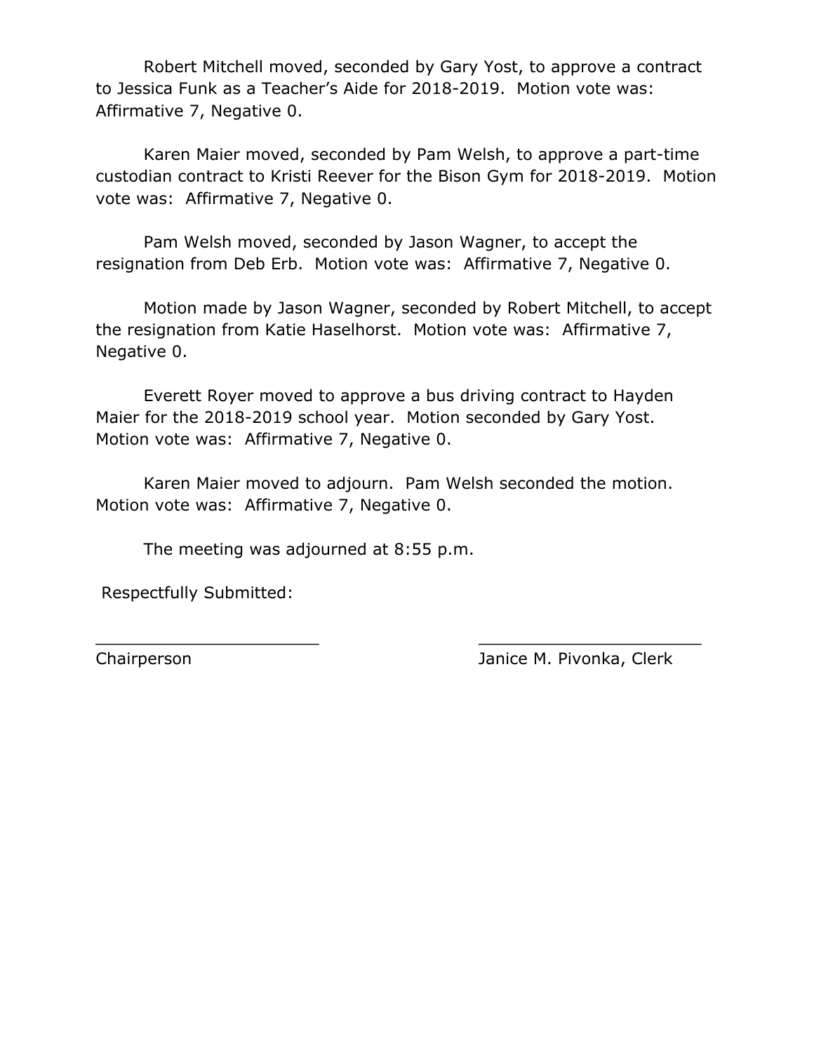Robert Mitchell moved, seconded by Gary Yost, to approve a contract to Jessica Funk as a Teacher's Aide for 2018-2019. Motion vote was: Affirmative 7, Negative 0.

Karen Maier moved, seconded by Pam Welsh, to approve a part-time custodian contract to Kristi Reever for the Bison Gym for 2018-2019. Motion vote was: Affirmative 7, Negative 0.

Pam Welsh moved, seconded by Jason Wagner, to accept the resignation from Deb Erb. Motion vote was: Affirmative 7, Negative 0.

Motion made by Jason Wagner, seconded by Robert Mitchell, to accept the resignation from Katie Haselhorst. Motion vote was: Affirmative 7, Negative 0.

Everett Royer moved to approve a bus driving contract to Hayden Maier for the 2018-2019 school year. Motion seconded by Gary Yost. Motion vote was: Affirmative 7, Negative 0.

Karen Maier moved to adjourn. Pam Welsh seconded the motion. Motion vote was: Affirmative 7, Negative 0.

The meeting was adjourned at 8:55 p.m.

Respectfully Submitted:

_______________________ _______________________

Chairperson Janice M. Pivonka, Clerk